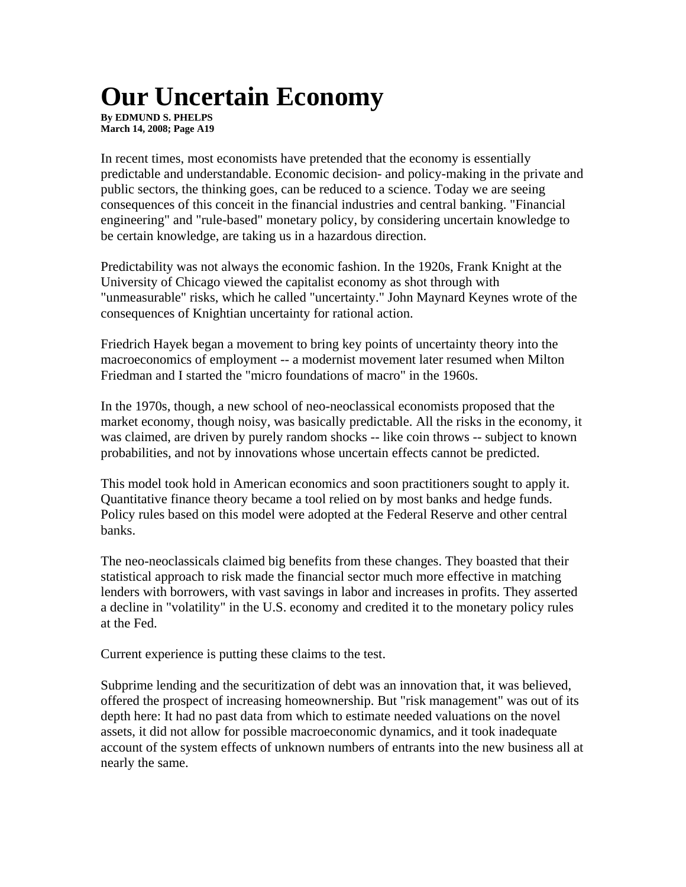# Our Uncertain Economy

**By EDMUND S. PHELPS**
**March 14, 2008; Page A19**

In recent times, most economists have pretended that the economy is essentially predictable and understandable. Economic decision- and policy-making in the private and public sectors, the thinking goes, can be reduced to a science. Today we are seeing consequences of this conceit in the financial industries and central banking. "Financial engineering" and "rule-based" monetary policy, by considering uncertain knowledge to be certain knowledge, are taking us in a hazardous direction.

Predictability was not always the economic fashion. In the 1920s, Frank Knight at the University of Chicago viewed the capitalist economy as shot through with "unmeasurable" risks, which he called "uncertainty." John Maynard Keynes wrote of the consequences of Knightian uncertainty for rational action.

Friedrich Hayek began a movement to bring key points of uncertainty theory into the macroeconomics of employment -- a modernist movement later resumed when Milton Friedman and I started the "micro foundations of macro" in the 1960s.

In the 1970s, though, a new school of neo-neoclassical economists proposed that the market economy, though noisy, was basically predictable. All the risks in the economy, it was claimed, are driven by purely random shocks -- like coin throws -- subject to known probabilities, and not by innovations whose uncertain effects cannot be predicted.

This model took hold in American economics and soon practitioners sought to apply it. Quantitative finance theory became a tool relied on by most banks and hedge funds. Policy rules based on this model were adopted at the Federal Reserve and other central banks.

The neo-neoclassicals claimed big benefits from these changes. They boasted that their statistical approach to risk made the financial sector much more effective in matching lenders with borrowers, with vast savings in labor and increases in profits. They asserted a decline in "volatility" in the U.S. economy and credited it to the monetary policy rules at the Fed.

Current experience is putting these claims to the test.

Subprime lending and the securitization of debt was an innovation that, it was believed, offered the prospect of increasing homeownership. But "risk management" was out of its depth here: It had no past data from which to estimate needed valuations on the novel assets, it did not allow for possible macroeconomic dynamics, and it took inadequate account of the system effects of unknown numbers of entrants into the new business all at nearly the same.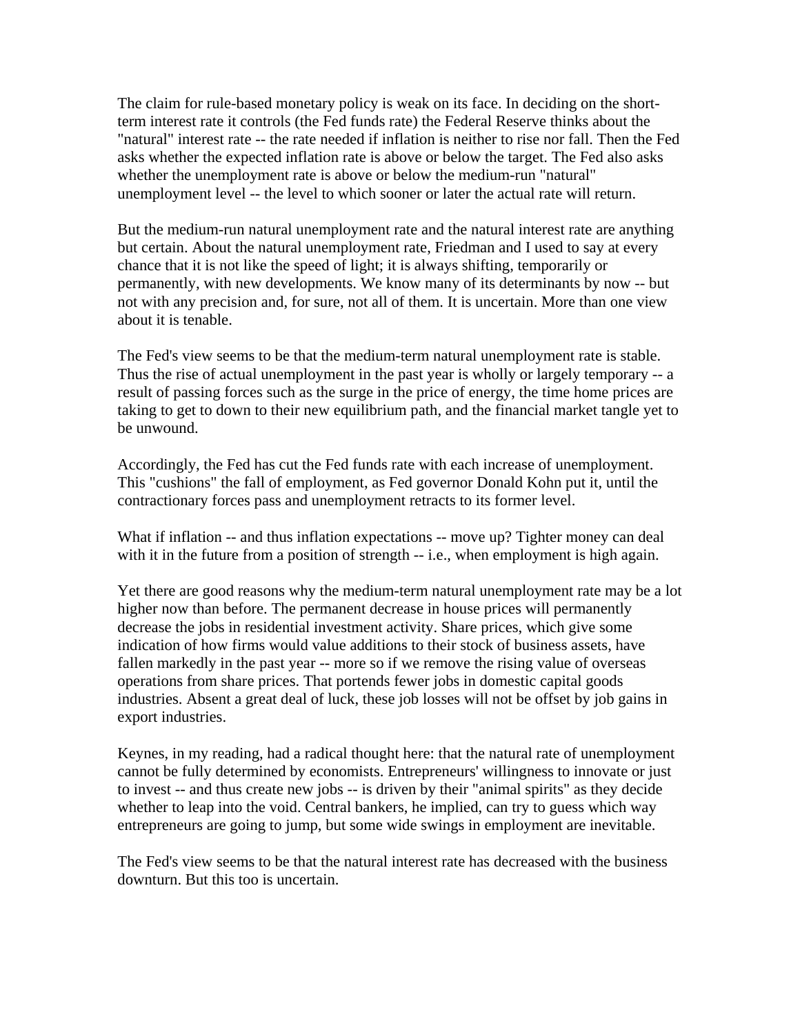The claim for rule-based monetary policy is weak on its face. In deciding on the short-term interest rate it controls (the Fed funds rate) the Federal Reserve thinks about the "natural" interest rate -- the rate needed if inflation is neither to rise nor fall. Then the Fed asks whether the expected inflation rate is above or below the target. The Fed also asks whether the unemployment rate is above or below the medium-run "natural" unemployment level -- the level to which sooner or later the actual rate will return.

But the medium-run natural unemployment rate and the natural interest rate are anything but certain. About the natural unemployment rate, Friedman and I used to say at every chance that it is not like the speed of light; it is always shifting, temporarily or permanently, with new developments. We know many of its determinants by now -- but not with any precision and, for sure, not all of them. It is uncertain. More than one view about it is tenable.

The Fed's view seems to be that the medium-term natural unemployment rate is stable. Thus the rise of actual unemployment in the past year is wholly or largely temporary -- a result of passing forces such as the surge in the price of energy, the time home prices are taking to get to down to their new equilibrium path, and the financial market tangle yet to be unwound.

Accordingly, the Fed has cut the Fed funds rate with each increase of unemployment. This "cushions" the fall of employment, as Fed governor Donald Kohn put it, until the contractionary forces pass and unemployment retracts to its former level.

What if inflation -- and thus inflation expectations -- move up? Tighter money can deal with it in the future from a position of strength -- i.e., when employment is high again.

Yet there are good reasons why the medium-term natural unemployment rate may be a lot higher now than before. The permanent decrease in house prices will permanently decrease the jobs in residential investment activity. Share prices, which give some indication of how firms would value additions to their stock of business assets, have fallen markedly in the past year -- more so if we remove the rising value of overseas operations from share prices. That portends fewer jobs in domestic capital goods industries. Absent a great deal of luck, these job losses will not be offset by job gains in export industries.

Keynes, in my reading, had a radical thought here: that the natural rate of unemployment cannot be fully determined by economists. Entrepreneurs' willingness to innovate or just to invest -- and thus create new jobs -- is driven by their "animal spirits" as they decide whether to leap into the void. Central bankers, he implied, can try to guess which way entrepreneurs are going to jump, but some wide swings in employment are inevitable.

The Fed's view seems to be that the natural interest rate has decreased with the business downturn. But this too is uncertain.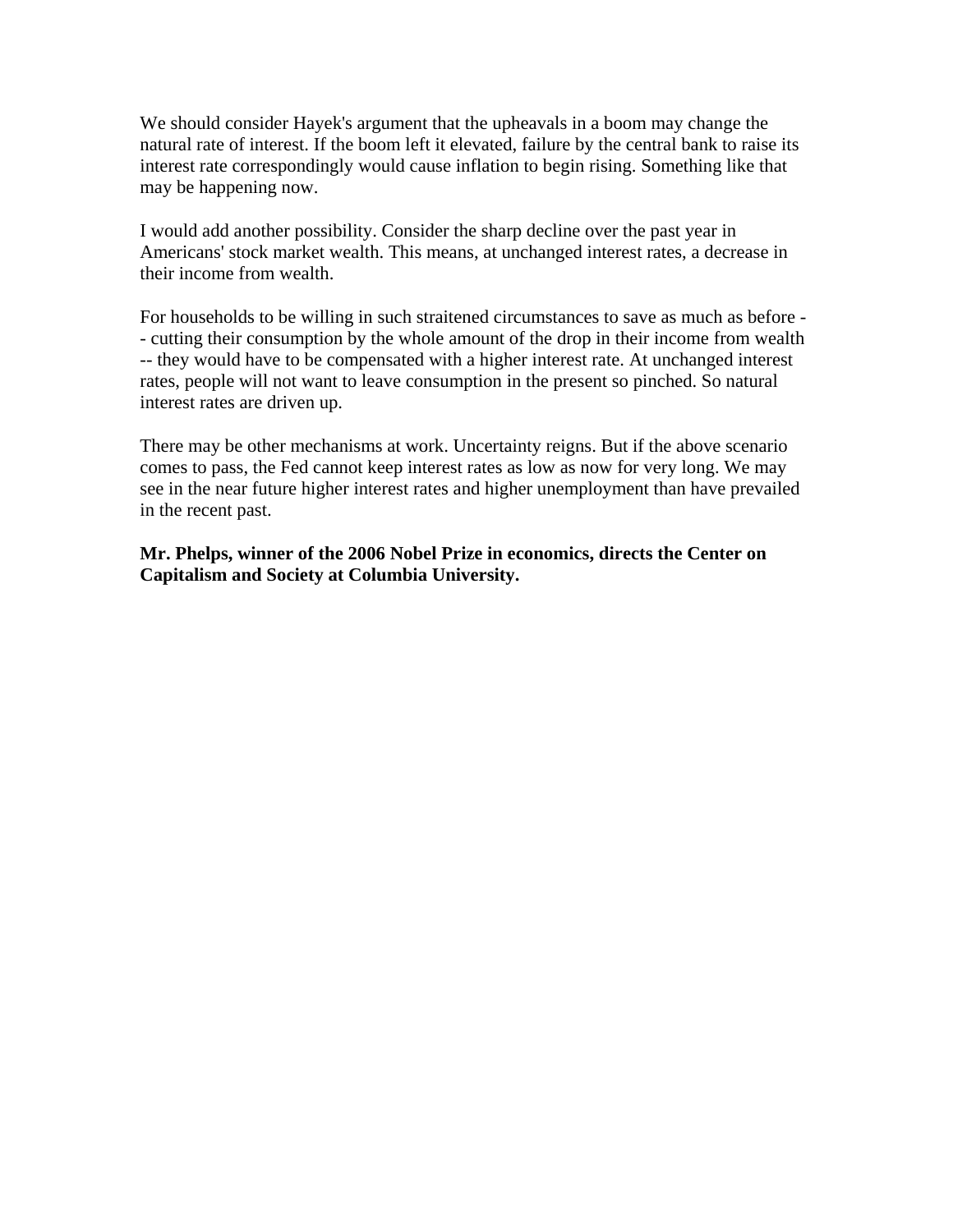We should consider Hayek's argument that the upheavals in a boom may change the natural rate of interest. If the boom left it elevated, failure by the central bank to raise its interest rate correspondingly would cause inflation to begin rising. Something like that may be happening now.

I would add another possibility. Consider the sharp decline over the past year in Americans' stock market wealth. This means, at unchanged interest rates, a decrease in their income from wealth.

For households to be willing in such straitened circumstances to save as much as before -- cutting their consumption by the whole amount of the drop in their income from wealth -- they would have to be compensated with a higher interest rate. At unchanged interest rates, people will not want to leave consumption in the present so pinched. So natural interest rates are driven up.

There may be other mechanisms at work. Uncertainty reigns. But if the above scenario comes to pass, the Fed cannot keep interest rates as low as now for very long. We may see in the near future higher interest rates and higher unemployment than have prevailed in the recent past.

**Mr. Phelps, winner of the 2006 Nobel Prize in economics, directs the Center on Capitalism and Society at Columbia University.**